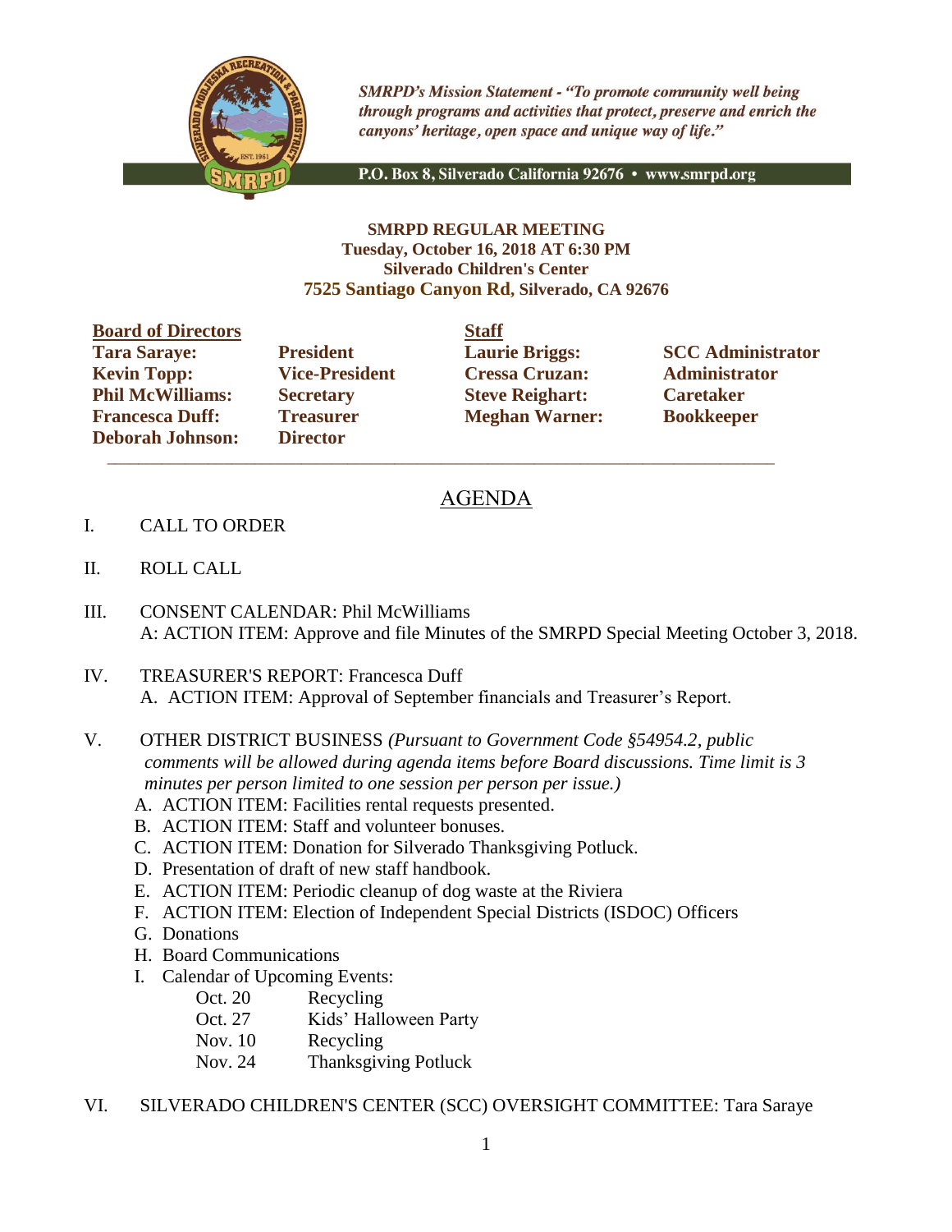*SMRPD's Mission Statement - "To promote community well being through programs and activities that protect, preserve and enrich the canyons' heritage, open space and unique way of life."*

P.O. Box 8, Silverado California 92676 • www.smrpd.org

**SMRPD REGULAR MEETING**
**Tuesday, October 16, 2018 AT 6:30 PM**
**Silverado Children's Center**
**7525 Santiago Canyon Rd, Silverado, CA 92676**

| **Board of Directors** | | **Staff** | |
|---|---|---|---|
| **Tara Saraye:** | **President** | **Laurie Briggs:** | **SCC Administrator** |
| **Kevin Topp:** | **Vice-President** | **Cressa Cruzan:** | **Administrator** |
| **Phil McWilliams:** | **Secretary** | **Steve Reighart:** | **Caretaker** |
| **Francesca Duff:** | **Treasurer** | **Meghan Warner:** | **Bookkeeper** |
| **Deborah Johnson:** | **Director** | | |

---

# AGENDA

I. CALL TO ORDER

II. ROLL CALL

III. CONSENT CALENDAR: Phil McWilliams
A: ACTION ITEM: Approve and file Minutes of the SMRPD Special Meeting October 3, 2018.

IV. TREASURER'S REPORT: Francesca Duff
A. ACTION ITEM: Approval of September financials and Treasurer's Report.

V. OTHER DISTRICT BUSINESS *(Pursuant to Government Code §54954.2, public comments will be allowed during agenda items before Board discussions. Time limit is 3 minutes per person limited to one session per person per issue.)*
A. ACTION ITEM: Facilities rental requests presented.
B. ACTION ITEM: Staff and volunteer bonuses.
C. ACTION ITEM: Donation for Silverado Thanksgiving Potluck.
D. Presentation of draft of new staff handbook.
E. ACTION ITEM: Periodic cleanup of dog waste at the Riviera
F. ACTION ITEM: Election of Independent Special Districts (ISDOC) Officers
G. Donations
H. Board Communications
I. Calendar of Upcoming Events:

| | |
|---|---|
| Oct. 20 | Recycling |
| Oct. 27 | Kids' Halloween Party |
| Nov. 10 | Recycling |
| Nov. 24 | Thanksgiving Potluck |

VI. SILVERADO CHILDREN'S CENTER (SCC) OVERSIGHT COMMITTEE: Tara Saraye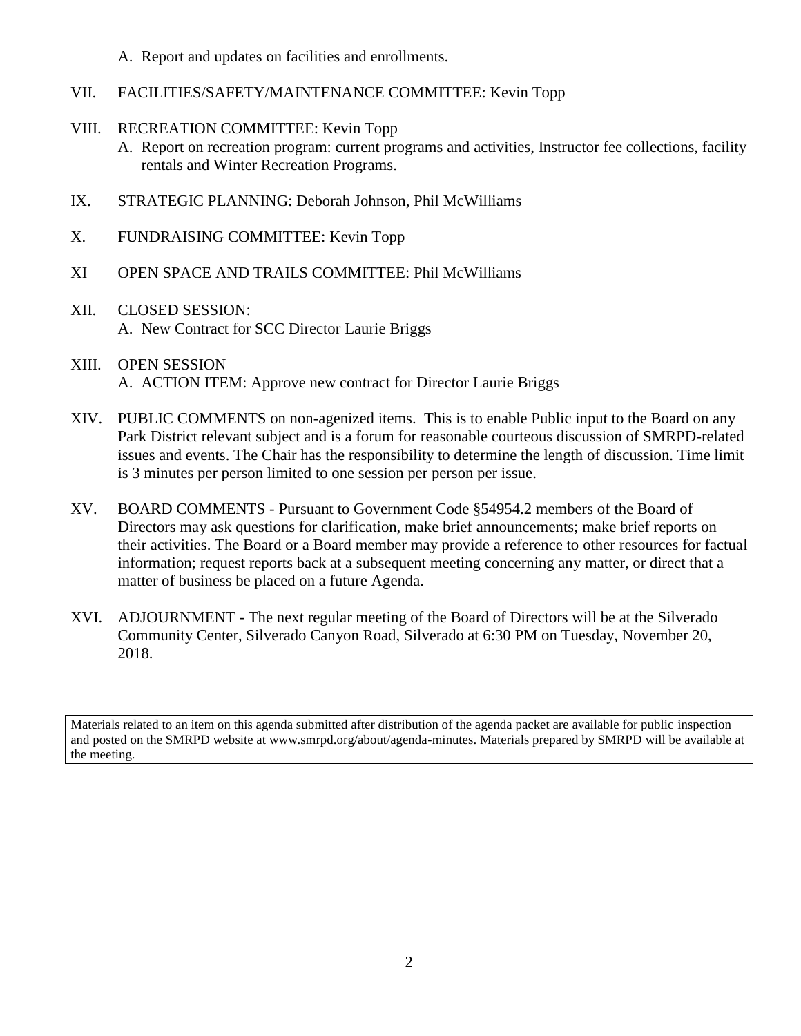A. Report and updates on facilities and enrollments.

VII. FACILITIES/SAFETY/MAINTENANCE COMMITTEE: Kevin Topp

VIII. RECREATION COMMITTEE: Kevin Topp

A. Report on recreation program: current programs and activities, Instructor fee collections, facility rentals and Winter Recreation Programs.

IX. STRATEGIC PLANNING: Deborah Johnson, Phil McWilliams

X. FUNDRAISING COMMITTEE: Kevin Topp

XI OPEN SPACE AND TRAILS COMMITTEE: Phil McWilliams

XII. CLOSED SESSION:

A. New Contract for SCC Director Laurie Briggs

XIII. OPEN SESSION

A. ACTION ITEM: Approve new contract for Director Laurie Briggs

XIV. PUBLIC COMMENTS on non-agenized items. This is to enable Public input to the Board on any Park District relevant subject and is a forum for reasonable courteous discussion of SMRPD-related issues and events. The Chair has the responsibility to determine the length of discussion. Time limit is 3 minutes per person limited to one session per person per issue.

XV. BOARD COMMENTS - Pursuant to Government Code §54954.2 members of the Board of Directors may ask questions for clarification, make brief announcements; make brief reports on their activities. The Board or a Board member may provide a reference to other resources for factual information; request reports back at a subsequent meeting concerning any matter, or direct that a matter of business be placed on a future Agenda.

XVI. ADJOURNMENT - The next regular meeting of the Board of Directors will be at the Silverado Community Center, Silverado Canyon Road, Silverado at 6:30 PM on Tuesday, November 20, 2018.

Materials related to an item on this agenda submitted after distribution of the agenda packet are available for public inspection and posted on the SMRPD website at www.smrpd.org/about/agenda-minutes. Materials prepared by SMRPD will be available at the meeting.